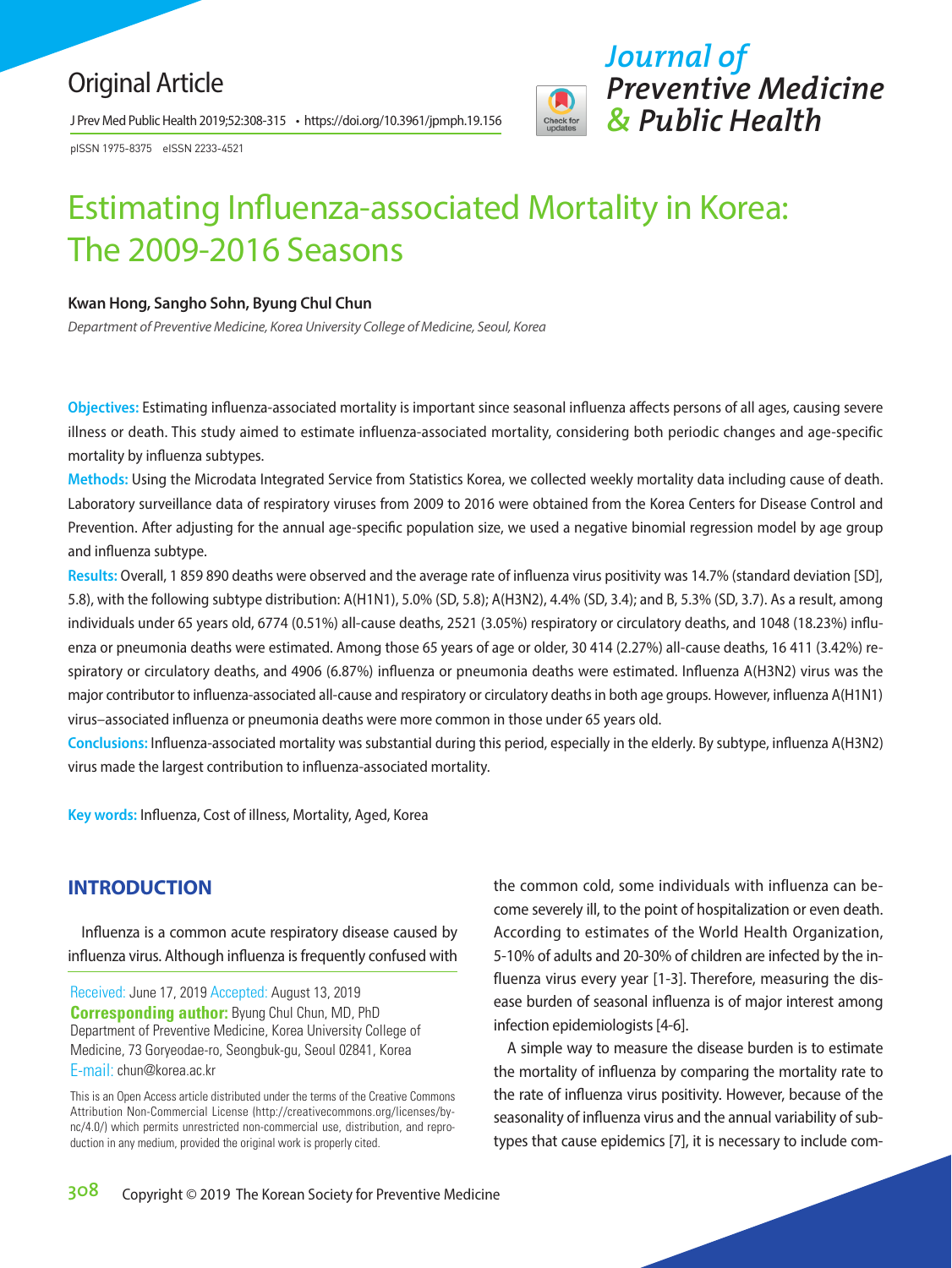Original Article

pISSN 1975-8375 eISSN 2233-4521

# Estimating Influenza-associated Mortality in Korea: The 2009-2016 Seasons

**Kwan Hong, Sangho Sohn, Byung Chul Chun**

*Department of Preventive Medicine, Korea University College of Medicine, Seoul, Korea*

**Objectives:** Estimating influenza-associated mortality is important since seasonal influenza affects persons of all ages, causing severe illness or death. This study aimed to estimate influenza-associated mortality, considering both periodic changes and age-specific mortality by influenza subtypes.

**Methods:** Using the Microdata Integrated Service from Statistics Korea, we collected weekly mortality data including cause of death. Laboratory surveillance data of respiratory viruses from 2009 to 2016 were obtained from the Korea Centers for Disease Control and Prevention. After adjusting for the annual age-specific population size, we used a negative binomial regression model by age group and influenza subtype.

**Results:** Overall, 1 859 890 deaths were observed and the average rate of influenza virus positivity was 14.7% (standard deviation [SD], 5.8), with the following subtype distribution: A(H1N1), 5.0% (SD, 5.8); A(H3N2), 4.4% (SD, 3.4); and B, 5.3% (SD, 3.7). As a result, among individuals under 65 years old, 6774 (0.51%) all-cause deaths, 2521 (3.05%) respiratory or circulatory deaths, and 1048 (18.23%) influenza or pneumonia deaths were estimated. Among those 65 years of age or older, 30 414 (2.27%) all-cause deaths, 16 411 (3.42%) respiratory or circulatory deaths, and 4906 (6.87%) influenza or pneumonia deaths were estimated. Influenza A(H3N2) virus was the major contributor to influenza-associated all-cause and respiratory or circulatory deaths in both age groups. However, influenza A(H1N1) virus–associated influenza or pneumonia deaths were more common in those under 65 years old.

**Conclusions:** Influenza-associated mortality was substantial during this period, especially in the elderly. By subtype, influenza A(H3N2) virus made the largest contribution to influenza-associated mortality.

**Key words:** Influenza, Cost of illness, Mortality, Aged, Korea

## INTRODUCTION

Influenza is a common acute respiratory disease caused by influenza virus. Although influenza is frequently confused with the common cold, some individuals with influenza can become severely ill, to the point of hospitalization or even death. According to estimates of the World Health Organization, 5-10% of adults and 20-30% of children are infected by the influenza virus every year [1-3]. Therefore, measuring the disease burden of seasonal influenza is of major interest among infection epidemiologists [4-6].

A simple way to measure the disease burden is to estimate the mortality of influenza by comparing the mortality rate to the rate of influenza virus positivity. However, because of the seasonality of influenza virus and the annual variability of subtypes that cause epidemics [7], it is necessary to include com-

Received: June 17, 2019 Accepted: August 13, 2019
**Corresponding author:** Byung Chul Chun, MD, PhD
Department of Preventive Medicine, Korea University College of Medicine, 73 Goryeodae-ro, Seongbuk-gu, Seoul 02841, Korea
E-mail: chun@korea.ac.kr

This is an Open Access article distributed under the terms of the Creative Commons Attribution Non-Commercial License (http://creativecommons.org/licenses/by-nc/4.0/) which permits unrestricted non-commercial use, distribution, and reproduction in any medium, provided the original work is properly cited.

Copyright © 2019 The Korean Society for Preventive Medicine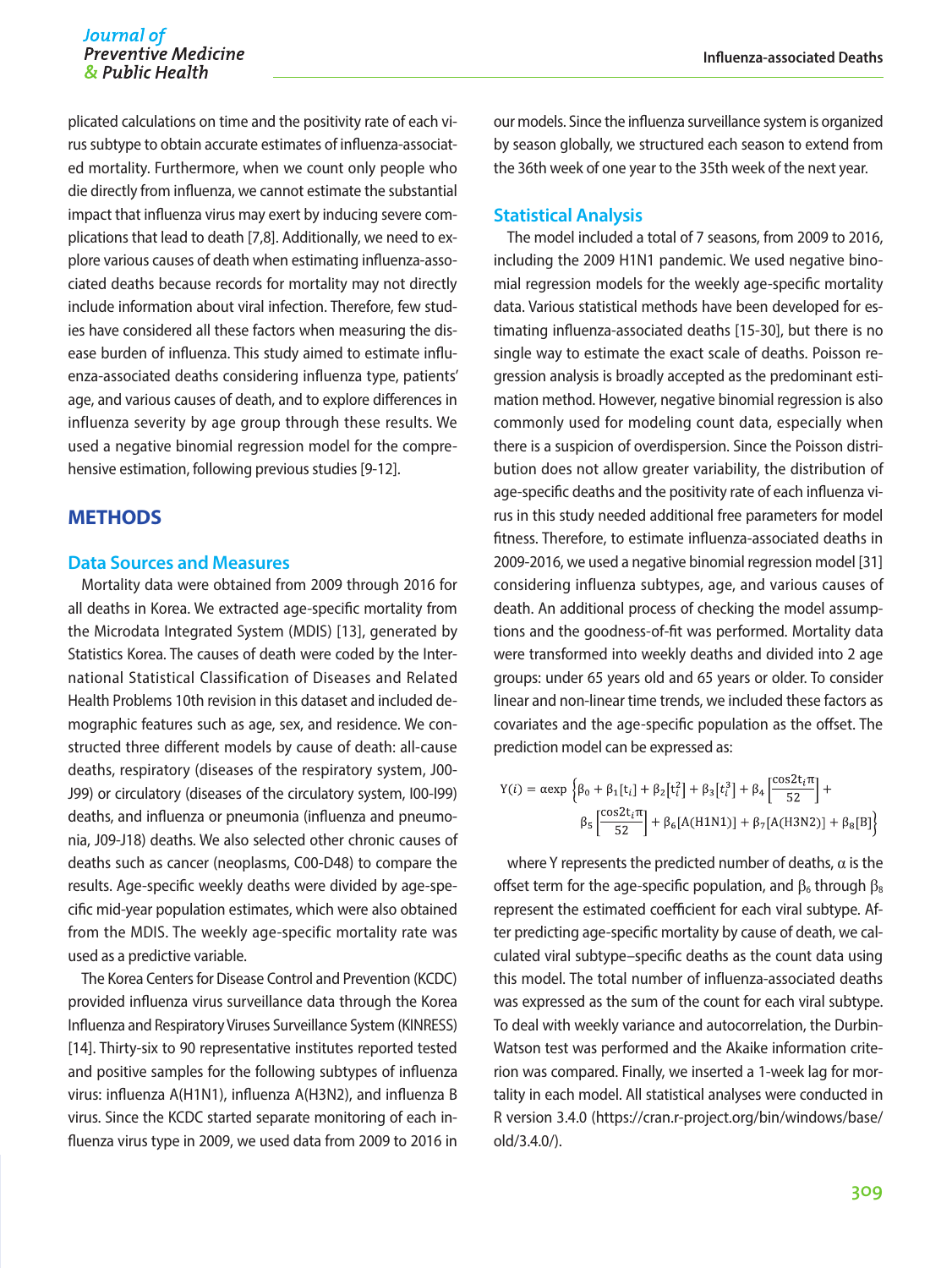plicated calculations on time and the positivity rate of each virus subtype to obtain accurate estimates of influenza-associated mortality. Furthermore, when we count only people who die directly from influenza, we cannot estimate the substantial impact that influenza virus may exert by inducing severe complications that lead to death [7,8]. Additionally, we need to explore various causes of death when estimating influenza-associated deaths because records for mortality may not directly include information about viral infection. Therefore, few studies have considered all these factors when measuring the disease burden of influenza. This study aimed to estimate influenza-associated deaths considering influenza type, patients' age, and various causes of death, and to explore differences in influenza severity by age group through these results. We used a negative binomial regression model for the comprehensive estimation, following previous studies [9-12].

## METHODS

### Data Sources and Measures

Mortality data were obtained from 2009 through 2016 for all deaths in Korea. We extracted age-specific mortality from the Microdata Integrated System (MDIS) [13], generated by Statistics Korea. The causes of death were coded by the International Statistical Classification of Diseases and Related Health Problems 10th revision in this dataset and included demographic features such as age, sex, and residence. We constructed three different models by cause of death: all-cause deaths, respiratory (diseases of the respiratory system, J00-J99) or circulatory (diseases of the circulatory system, I00-I99) deaths, and influenza or pneumonia (influenza and pneumonia, J09-J18) deaths. We also selected other chronic causes of deaths such as cancer (neoplasms, C00-D48) to compare the results. Age-specific weekly deaths were divided by age-specific mid-year population estimates, which were also obtained from the MDIS. The weekly age-specific mortality rate was used as a predictive variable.

The Korea Centers for Disease Control and Prevention (KCDC) provided influenza virus surveillance data through the Korea Influenza and Respiratory Viruses Surveillance System (KINRESS) [14]. Thirty-six to 90 representative institutes reported tested and positive samples for the following subtypes of influenza virus: influenza A(H1N1), influenza A(H3N2), and influenza B virus. Since the KCDC started separate monitoring of each influenza virus type in 2009, we used data from 2009 to 2016 in our models. Since the influenza surveillance system is organized by season globally, we structured each season to extend from the 36th week of one year to the 35th week of the next year.

### Statistical Analysis

The model included a total of 7 seasons, from 2009 to 2016, including the 2009 H1N1 pandemic. We used negative binomial regression models for the weekly age-specific mortality data. Various statistical methods have been developed for estimating influenza-associated deaths [15-30], but there is no single way to estimate the exact scale of deaths. Poisson regression analysis is broadly accepted as the predominant estimation method. However, negative binomial regression is also commonly used for modeling count data, especially when there is a suspicion of overdispersion. Since the Poisson distribution does not allow greater variability, the distribution of age-specific deaths and the positivity rate of each influenza virus in this study needed additional free parameters for model fitness. Therefore, to estimate influenza-associated deaths in 2009-2016, we used a negative binomial regression model [31] considering influenza subtypes, age, and various causes of death. An additional process of checking the model assumptions and the goodness-of-fit was performed. Mortality data were transformed into weekly deaths and divided into 2 age groups: under 65 years old and 65 years or older. To consider linear and non-linear time trends, we included these factors as covariates and the age-specific population as the offset. The prediction model can be expressed as:

$$Y(i) = \alpha \exp\left\{\beta_0 + \beta_1[t_i] + \beta_2[t_i^2] + \beta_3[t_i^3] + \beta_4\left[\frac{\cos 2t_i\pi}{52}\right] + \beta_5\left[\frac{\cos 2t_i\pi}{52}\right] + \beta_6[A(H1N1)] + \beta_7[A(H3N2)] + \beta_8[B]\right\}$$

where Y represents the predicted number of deaths, $\alpha$ is the offset term for the age-specific population, and $\beta_6$ through $\beta_8$ represent the estimated coefficient for each viral subtype. After predicting age-specific mortality by cause of death, we calculated viral subtype–specific deaths as the count data using this model. The total number of influenza-associated deaths was expressed as the sum of the count for each viral subtype. To deal with weekly variance and autocorrelation, the Durbin-Watson test was performed and the Akaike information criterion was compared. Finally, we inserted a 1-week lag for mortality in each model. All statistical analyses were conducted in R version 3.4.0 (https://cran.r-project.org/bin/windows/base/old/3.4.0/).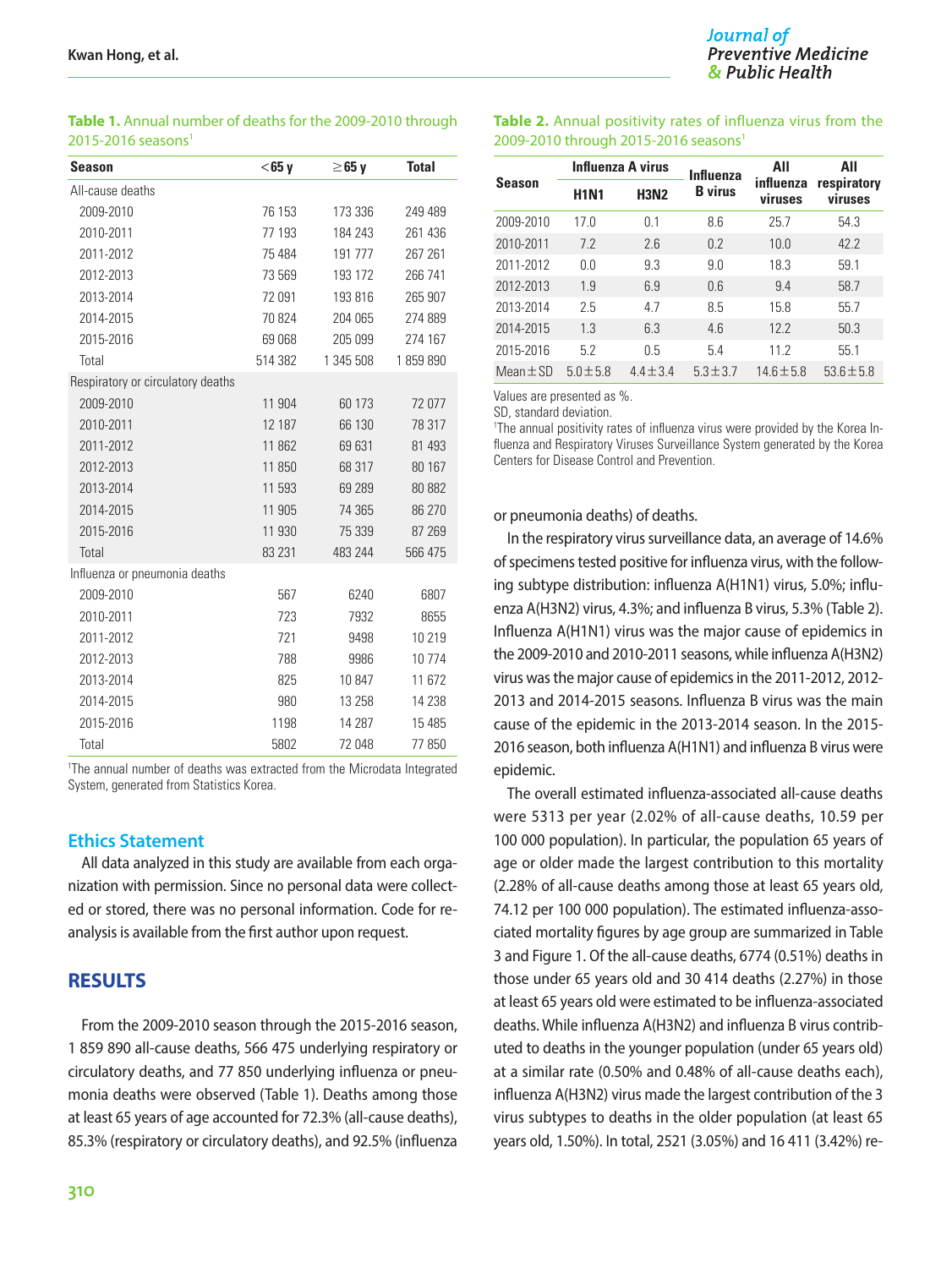**Table 1.** Annual number of deaths for the 2009-2010 through 2015-2016 seasons[1]

| Season | <65 y | ≥65 y | Total |
|---|---|---|---|
| All-cause deaths | | | |
| 2009-2010 | 76 153 | 173 336 | 249 489 |
| 2010-2011 | 77 193 | 184 243 | 261 436 |
| 2011-2012 | 75 484 | 191 777 | 267 261 |
| 2012-2013 | 73 569 | 193 172 | 266 741 |
| 2013-2014 | 72 091 | 193 816 | 265 907 |
| 2014-2015 | 70 824 | 204 065 | 274 889 |
| 2015-2016 | 69 068 | 205 099 | 274 167 |
| Total | 514 382 | 1 345 508 | 1 859 890 |
| Respiratory or circulatory deaths | | | |
| 2009-2010 | 11 904 | 60 173 | 72 077 |
| 2010-2011 | 12 187 | 66 130 | 78 317 |
| 2011-2012 | 11 862 | 69 631 | 81 493 |
| 2012-2013 | 11 850 | 68 317 | 80 167 |
| 2013-2014 | 11 593 | 69 289 | 80 882 |
| 2014-2015 | 11 905 | 74 365 | 86 270 |
| 2015-2016 | 11 930 | 75 339 | 87 269 |
| Total | 83 231 | 483 244 | 566 475 |
| Influenza or pneumonia deaths | | | |
| 2009-2010 | 567 | 6240 | 6807 |
| 2010-2011 | 723 | 7932 | 8655 |
| 2011-2012 | 721 | 9498 | 10 219 |
| 2012-2013 | 788 | 9986 | 10 774 |
| 2013-2014 | 825 | 10 847 | 11 672 |
| 2014-2015 | 980 | 13 258 | 14 238 |
| 2015-2016 | 1198 | 14 287 | 15 485 |
| Total | 5802 | 72 048 | 77 850 |

[1]The annual number of deaths was extracted from the Microdata Integrated System, generated from Statistics Korea.

## Ethics Statement

All data analyzed in this study are available from each organization with permission. Since no personal data were collected or stored, there was no personal information. Code for reanalysis is available from the first author upon request.

## RESULTS

From the 2009-2010 season through the 2015-2016 season, 1 859 890 all-cause deaths, 566 475 underlying respiratory or circulatory deaths, and 77 850 underlying influenza or pneumonia deaths were observed (Table 1). Deaths among those at least 65 years of age accounted for 72.3% (all-cause deaths), 85.3% (respiratory or circulatory deaths), and 92.5% (influenza or pneumonia deaths) of deaths.

**Table 2.** Annual positivity rates of influenza virus from the 2009-2010 through 2015-2016 seasons[1]

| Season | Influenza A virus | | Influenza B virus | All influenza viruses | All respiratory viruses |
|---|---|---|---|---|---|
| | H1N1 | H3N2 | | | |
| 2009-2010 | 17.0 | 0.1 | 8.6 | 25.7 | 54.3 |
| 2010-2011 | 7.2 | 2.6 | 0.2 | 10.0 | 42.2 |
| 2011-2012 | 0.0 | 9.3 | 9.0 | 18.3 | 59.1 |
| 2012-2013 | 1.9 | 6.9 | 0.6 | 9.4 | 58.7 |
| 2013-2014 | 2.5 | 4.7 | 8.5 | 15.8 | 55.7 |
| 2014-2015 | 1.3 | 6.3 | 4.6 | 12.2 | 50.3 |
| 2015-2016 | 5.2 | 0.5 | 5.4 | 11.2 | 55.1 |
| Mean±SD | 5.0±5.8 | 4.4±3.4 | 5.3±3.7 | 14.6±5.8 | 53.6±5.8 |

Values are presented as %.
SD, standard deviation.
[1]The annual positivity rates of influenza virus were provided by the Korea Influenza and Respiratory Viruses Surveillance System generated by the Korea Centers for Disease Control and Prevention.

In the respiratory virus surveillance data, an average of 14.6% of specimens tested positive for influenza virus, with the following subtype distribution: influenza A(H1N1) virus, 5.0%; influenza A(H3N2) virus, 4.3%; and influenza B virus, 5.3% (Table 2). Influenza A(H1N1) virus was the major cause of epidemics in the 2009-2010 and 2010-2011 seasons, while influenza A(H3N2) virus was the major cause of epidemics in the 2011-2012, 2012-2013 and 2014-2015 seasons. Influenza B virus was the main cause of the epidemic in the 2013-2014 season. In the 2015-2016 season, both influenza A(H1N1) and influenza B virus were epidemic.

The overall estimated influenza-associated all-cause deaths were 5313 per year (2.02% of all-cause deaths, 10.59 per 100 000 population). In particular, the population 65 years of age or older made the largest contribution to this mortality (2.28% of all-cause deaths among those at least 65 years old, 74.12 per 100 000 population). The estimated influenza-associated mortality figures by age group are summarized in Table 3 and Figure 1. Of the all-cause deaths, 6774 (0.51%) deaths in those under 65 years old and 30 414 deaths (2.27%) in those at least 65 years old were estimated to be influenza-associated deaths. While influenza A(H3N2) and influenza B virus contributed to deaths in the younger population (under 65 years old) at a similar rate (0.50% and 0.48% of all-cause deaths each), influenza A(H3N2) virus made the largest contribution of the 3 virus subtypes to deaths in the older population (at least 65 years old, 1.50%). In total, 2521 (3.05%) and 16 411 (3.42%) re-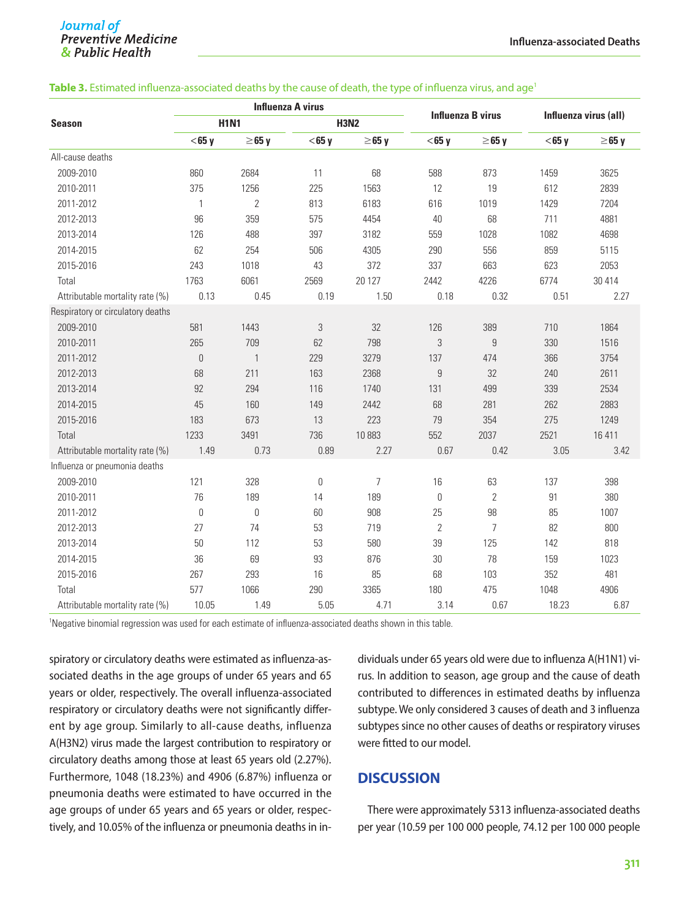**Table 3.** Estimated influenza-associated deaths by the cause of death, the type of influenza virus, and age[1]

| Season | Influenza A virus | | | | Influenza B virus | | Influenza virus (all) | |
|---|---|---|---|---|---|---|---|---|
| | H1N1 | | H3N2 | | | | | |
| | <65 y | ≥65 y | <65 y | ≥65 y | <65 y | ≥65 y | <65 y | ≥65 y |
| All-cause deaths | | | | | | | | |
| 2009-2010 | 860 | 2684 | 11 | 68 | 588 | 873 | 1459 | 3625 |
| 2010-2011 | 375 | 1256 | 225 | 1563 | 12 | 19 | 612 | 2839 |
| 2011-2012 | 1 | 2 | 813 | 6183 | 616 | 1019 | 1429 | 7204 |
| 2012-2013 | 96 | 359 | 575 | 4454 | 40 | 68 | 711 | 4881 |
| 2013-2014 | 126 | 488 | 397 | 3182 | 559 | 1028 | 1082 | 4698 |
| 2014-2015 | 62 | 254 | 506 | 4305 | 290 | 556 | 859 | 5115 |
| 2015-2016 | 243 | 1018 | 43 | 372 | 337 | 663 | 623 | 2053 |
| Total | 1763 | 6061 | 2569 | 20 127 | 2442 | 4226 | 6774 | 30 414 |
| Attributable mortality rate (%) | 0.13 | 0.45 | 0.19 | 1.50 | 0.18 | 0.32 | 0.51 | 2.27 |
| Respiratory or circulatory deaths | | | | | | | | |
| 2009-2010 | 581 | 1443 | 3 | 32 | 126 | 389 | 710 | 1864 |
| 2010-2011 | 265 | 709 | 62 | 798 | 3 | 9 | 330 | 1516 |
| 2011-2012 | 0 | 1 | 229 | 3279 | 137 | 474 | 366 | 3754 |
| 2012-2013 | 68 | 211 | 163 | 2368 | 9 | 32 | 240 | 2611 |
| 2013-2014 | 92 | 294 | 116 | 1740 | 131 | 499 | 339 | 2534 |
| 2014-2015 | 45 | 160 | 149 | 2442 | 68 | 281 | 262 | 2883 |
| 2015-2016 | 183 | 673 | 13 | 223 | 79 | 354 | 275 | 1249 |
| Total | 1233 | 3491 | 736 | 10 883 | 552 | 2037 | 2521 | 16 411 |
| Attributable mortality rate (%) | 1.49 | 0.73 | 0.89 | 2.27 | 0.67 | 0.42 | 3.05 | 3.42 |
| Influenza or pneumonia deaths | | | | | | | | |
| 2009-2010 | 121 | 328 | 0 | 7 | 16 | 63 | 137 | 398 |
| 2010-2011 | 76 | 189 | 14 | 189 | 0 | 2 | 91 | 380 |
| 2011-2012 | 0 | 0 | 60 | 908 | 25 | 98 | 85 | 1007 |
| 2012-2013 | 27 | 74 | 53 | 719 | 2 | 7 | 82 | 800 |
| 2013-2014 | 50 | 112 | 53 | 580 | 39 | 125 | 142 | 818 |
| 2014-2015 | 36 | 69 | 93 | 876 | 30 | 78 | 159 | 1023 |
| 2015-2016 | 267 | 293 | 16 | 85 | 68 | 103 | 352 | 481 |
| Total | 577 | 1066 | 290 | 3365 | 180 | 475 | 1048 | 4906 |
| Attributable mortality rate (%) | 10.05 | 1.49 | 5.05 | 4.71 | 3.14 | 0.67 | 18.23 | 6.87 |

[1]Negative binomial regression was used for each estimate of influenza-associated deaths shown in this table.

spiratory or circulatory deaths were estimated as influenza-associated deaths in the age groups of under 65 years and 65 years or older, respectively. The overall influenza-associated respiratory or circulatory deaths were not significantly different by age group. Similarly to all-cause deaths, influenza A(H3N2) virus made the largest contribution to respiratory or circulatory deaths among those at least 65 years old (2.27%). Furthermore, 1048 (18.23%) and 4906 (6.87%) influenza or pneumonia deaths were estimated to have occurred in the age groups of under 65 years and 65 years or older, respectively, and 10.05% of the influenza or pneumonia deaths in individuals under 65 years old were due to influenza A(H1N1) virus. In addition to season, age group and the cause of death contributed to differences in estimated deaths by influenza subtype. We only considered 3 causes of death and 3 influenza subtypes since no other causes of deaths or respiratory viruses were fitted to our model.

## DISCUSSION

There were approximately 5313 influenza-associated deaths per year (10.59 per 100 000 people, 74.12 per 100 000 people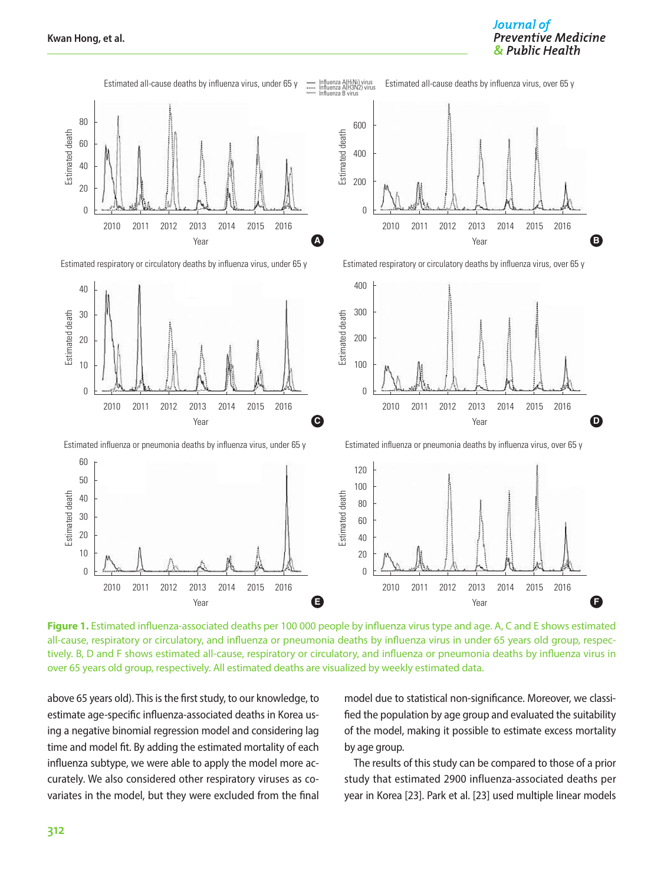Figure 1. Estimated influenza-associated deaths per 100 000 people by influenza virus type and age. A, C and E shows estimated all-cause, respiratory or circulatory, and influenza or pneumonia deaths by influenza virus in under 65 years old group, respectively. B, D and F shows estimated all-cause, respiratory or circulatory, and influenza or pneumonia deaths by influenza virus in over 65 years old group, respectively. All estimated deaths are visualized by weekly estimated data.

above 65 years old). This is the first study, to our knowledge, to estimate age-specific influenza-associated deaths in Korea using a negative binomial regression model and considering lag time and model fit. By adding the estimated mortality of each influenza subtype, we were able to apply the model more accurately. We also considered other respiratory viruses as covariates in the model, but they were excluded from the final model due to statistical non-significance. Moreover, we classified the population by age group and evaluated the suitability of the model, making it possible to estimate excess mortality by age group.

The results of this study can be compared to those of a prior study that estimated 2900 influenza-associated deaths per year in Korea [23]. Park et al. [23] used multiple linear models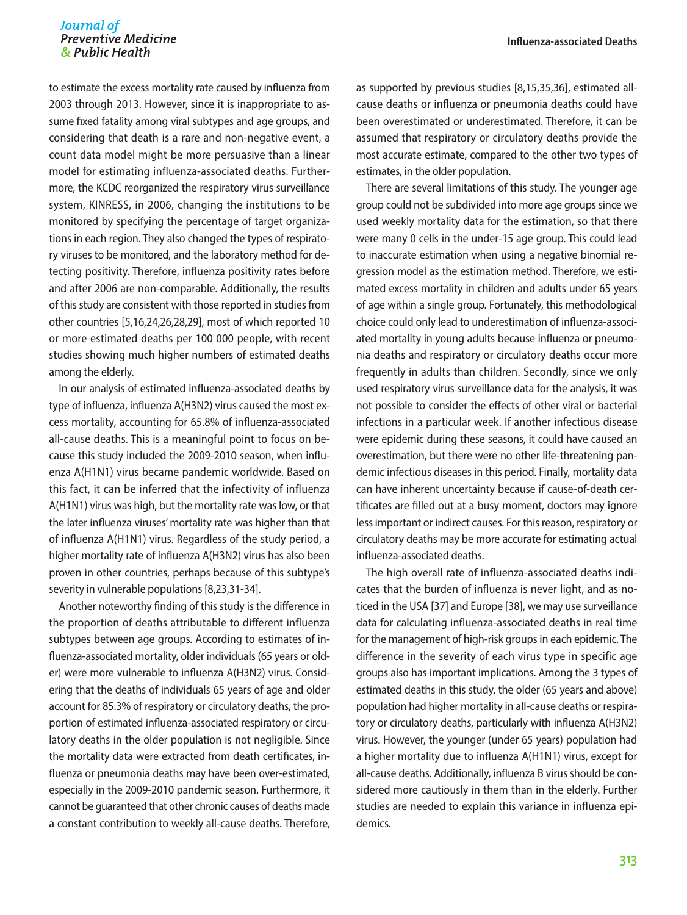to estimate the excess mortality rate caused by influenza from 2003 through 2013. However, since it is inappropriate to assume fixed fatality among viral subtypes and age groups, and considering that death is a rare and non-negative event, a count data model might be more persuasive than a linear model for estimating influenza-associated deaths. Furthermore, the KCDC reorganized the respiratory virus surveillance system, KINRESS, in 2006, changing the institutions to be monitored by specifying the percentage of target organizations in each region. They also changed the types of respiratory viruses to be monitored, and the laboratory method for detecting positivity. Therefore, influenza positivity rates before and after 2006 are non-comparable. Additionally, the results of this study are consistent with those reported in studies from other countries [5,16,24,26,28,29], most of which reported 10 or more estimated deaths per 100 000 people, with recent studies showing much higher numbers of estimated deaths among the elderly.

In our analysis of estimated influenza-associated deaths by type of influenza, influenza A(H3N2) virus caused the most excess mortality, accounting for 65.8% of influenza-associated all-cause deaths. This is a meaningful point to focus on because this study included the 2009-2010 season, when influenza A(H1N1) virus became pandemic worldwide. Based on this fact, it can be inferred that the infectivity of influenza A(H1N1) virus was high, but the mortality rate was low, or that the later influenza viruses' mortality rate was higher than that of influenza A(H1N1) virus. Regardless of the study period, a higher mortality rate of influenza A(H3N2) virus has also been proven in other countries, perhaps because of this subtype's severity in vulnerable populations [8,23,31-34].

Another noteworthy finding of this study is the difference in the proportion of deaths attributable to different influenza subtypes between age groups. According to estimates of influenza-associated mortality, older individuals (65 years or older) were more vulnerable to influenza A(H3N2) virus. Considering that the deaths of individuals 65 years of age and older account for 85.3% of respiratory or circulatory deaths, the proportion of estimated influenza-associated respiratory or circulatory deaths in the older population is not negligible. Since the mortality data were extracted from death certificates, influenza or pneumonia deaths may have been over-estimated, especially in the 2009-2010 pandemic season. Furthermore, it cannot be guaranteed that other chronic causes of deaths made a constant contribution to weekly all-cause deaths. Therefore, as supported by previous studies [8,15,35,36], estimated all-cause deaths or influenza or pneumonia deaths could have been overestimated or underestimated. Therefore, it can be assumed that respiratory or circulatory deaths provide the most accurate estimate, compared to the other two types of estimates, in the older population.

There are several limitations of this study. The younger age group could not be subdivided into more age groups since we used weekly mortality data for the estimation, so that there were many 0 cells in the under-15 age group. This could lead to inaccurate estimation when using a negative binomial regression model as the estimation method. Therefore, we estimated excess mortality in children and adults under 65 years of age within a single group. Fortunately, this methodological choice could only lead to underestimation of influenza-associated mortality in young adults because influenza or pneumonia deaths and respiratory or circulatory deaths occur more frequently in adults than children. Secondly, since we only used respiratory virus surveillance data for the analysis, it was not possible to consider the effects of other viral or bacterial infections in a particular week. If another infectious disease were epidemic during these seasons, it could have caused an overestimation, but there were no other life-threatening pandemic infectious diseases in this period. Finally, mortality data can have inherent uncertainty because if cause-of-death certificates are filled out at a busy moment, doctors may ignore less important or indirect causes. For this reason, respiratory or circulatory deaths may be more accurate for estimating actual influenza-associated deaths.

The high overall rate of influenza-associated deaths indicates that the burden of influenza is never light, and as noticed in the USA [37] and Europe [38], we may use surveillance data for calculating influenza-associated deaths in real time for the management of high-risk groups in each epidemic. The difference in the severity of each virus type in specific age groups also has important implications. Among the 3 types of estimated deaths in this study, the older (65 years and above) population had higher mortality in all-cause deaths or respiratory or circulatory deaths, particularly with influenza A(H3N2) virus. However, the younger (under 65 years) population had a higher mortality due to influenza A(H1N1) virus, except for all-cause deaths. Additionally, influenza B virus should be considered more cautiously in them than in the elderly. Further studies are needed to explain this variance in influenza epidemics.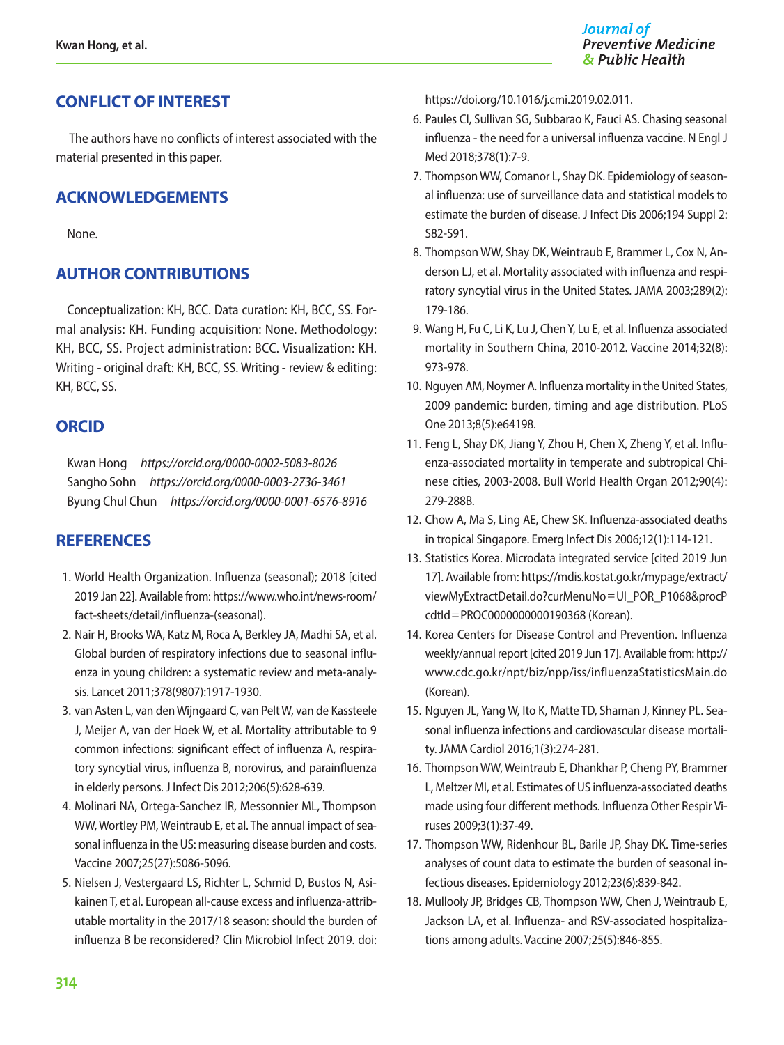## CONFLICT OF INTEREST

The authors have no conflicts of interest associated with the material presented in this paper.

## ACKNOWLEDGEMENTS

None.

## AUTHOR CONTRIBUTIONS

Conceptualization: KH, BCC. Data curation: KH, BCC, SS. Formal analysis: KH. Funding acquisition: None. Methodology: KH, BCC, SS. Project administration: BCC. Visualization: KH. Writing - original draft: KH, BCC, SS. Writing - review & editing: KH, BCC, SS.

## ORCID

Kwan Hong *https://orcid.org/0000-0002-5083-8026*
Sangho Sohn *https://orcid.org/0000-0003-2736-3461*
Byung Chul Chun *https://orcid.org/0000-0001-6576-8916*

## REFERENCES

1. World Health Organization. Influenza (seasonal); 2018 [cited 2019 Jan 22]. Available from: https://www.who.int/news-room/fact-sheets/detail/influenza-(seasonal).
2. Nair H, Brooks WA, Katz M, Roca A, Berkley JA, Madhi SA, et al. Global burden of respiratory infections due to seasonal influenza in young children: a systematic review and meta-analysis. Lancet 2011;378(9807):1917-1930.
3. van Asten L, van den Wijngaard C, van Pelt W, van de Kassteele J, Meijer A, van der Hoek W, et al. Mortality attributable to 9 common infections: significant effect of influenza A, respiratory syncytial virus, influenza B, norovirus, and parainfluenza in elderly persons. J Infect Dis 2012;206(5):628-639.
4. Molinari NA, Ortega-Sanchez IR, Messonnier ML, Thompson WW, Wortley PM, Weintraub E, et al. The annual impact of seasonal influenza in the US: measuring disease burden and costs. Vaccine 2007;25(27):5086-5096.
5. Nielsen J, Vestergaard LS, Richter L, Schmid D, Bustos N, Asikainen T, et al. European all-cause excess and influenza-attributable mortality in the 2017/18 season: should the burden of influenza B be reconsidered? Clin Microbiol Infect 2019. doi: https://doi.org/10.1016/j.cmi.2019.02.011.
6. Paules CI, Sullivan SG, Subbarao K, Fauci AS. Chasing seasonal influenza - the need for a universal influenza vaccine. N Engl J Med 2018;378(1):7-9.
7. Thompson WW, Comanor L, Shay DK. Epidemiology of seasonal influenza: use of surveillance data and statistical models to estimate the burden of disease. J Infect Dis 2006;194 Suppl 2:S82-S91.
8. Thompson WW, Shay DK, Weintraub E, Brammer L, Cox N, Anderson LJ, et al. Mortality associated with influenza and respiratory syncytial virus in the United States. JAMA 2003;289(2):179-186.
9. Wang H, Fu C, Li K, Lu J, Chen Y, Lu E, et al. Influenza associated mortality in Southern China, 2010-2012. Vaccine 2014;32(8):973-978.
10. Nguyen AM, Noymer A. Influenza mortality in the United States, 2009 pandemic: burden, timing and age distribution. PLoS One 2013;8(5):e64198.
11. Feng L, Shay DK, Jiang Y, Zhou H, Chen X, Zheng Y, et al. Influenza-associated mortality in temperate and subtropical Chinese cities, 2003-2008. Bull World Health Organ 2012;90(4):279-288B.
12. Chow A, Ma S, Ling AE, Chew SK. Influenza-associated deaths in tropical Singapore. Emerg Infect Dis 2006;12(1):114-121.
13. Statistics Korea. Microdata integrated service [cited 2019 Jun 17]. Available from: https://mdis.kostat.go.kr/mypage/extract/viewMyExtractDetail.do?curMenuNo=UI_POR_P1068&procPcdtId=PROC0000000000190368 (Korean).
14. Korea Centers for Disease Control and Prevention. Influenza weekly/annual report [cited 2019 Jun 17]. Available from: http://www.cdc.go.kr/npt/biz/npp/iss/influenzaStatisticsMain.do (Korean).
15. Nguyen JL, Yang W, Ito K, Matte TD, Shaman J, Kinney PL. Seasonal influenza infections and cardiovascular disease mortality. JAMA Cardiol 2016;1(3):274-281.
16. Thompson WW, Weintraub E, Dhankhar P, Cheng PY, Brammer L, Meltzer MI, et al. Estimates of US influenza-associated deaths made using four different methods. Influenza Other Respir Viruses 2009;3(1):37-49.
17. Thompson WW, Ridenhour BL, Barile JP, Shay DK. Time-series analyses of count data to estimate the burden of seasonal infectious diseases. Epidemiology 2012;23(6):839-842.
18. Mullooly JP, Bridges CB, Thompson WW, Chen J, Weintraub E, Jackson LA, et al. Influenza- and RSV-associated hospitalizations among adults. Vaccine 2007;25(5):846-855.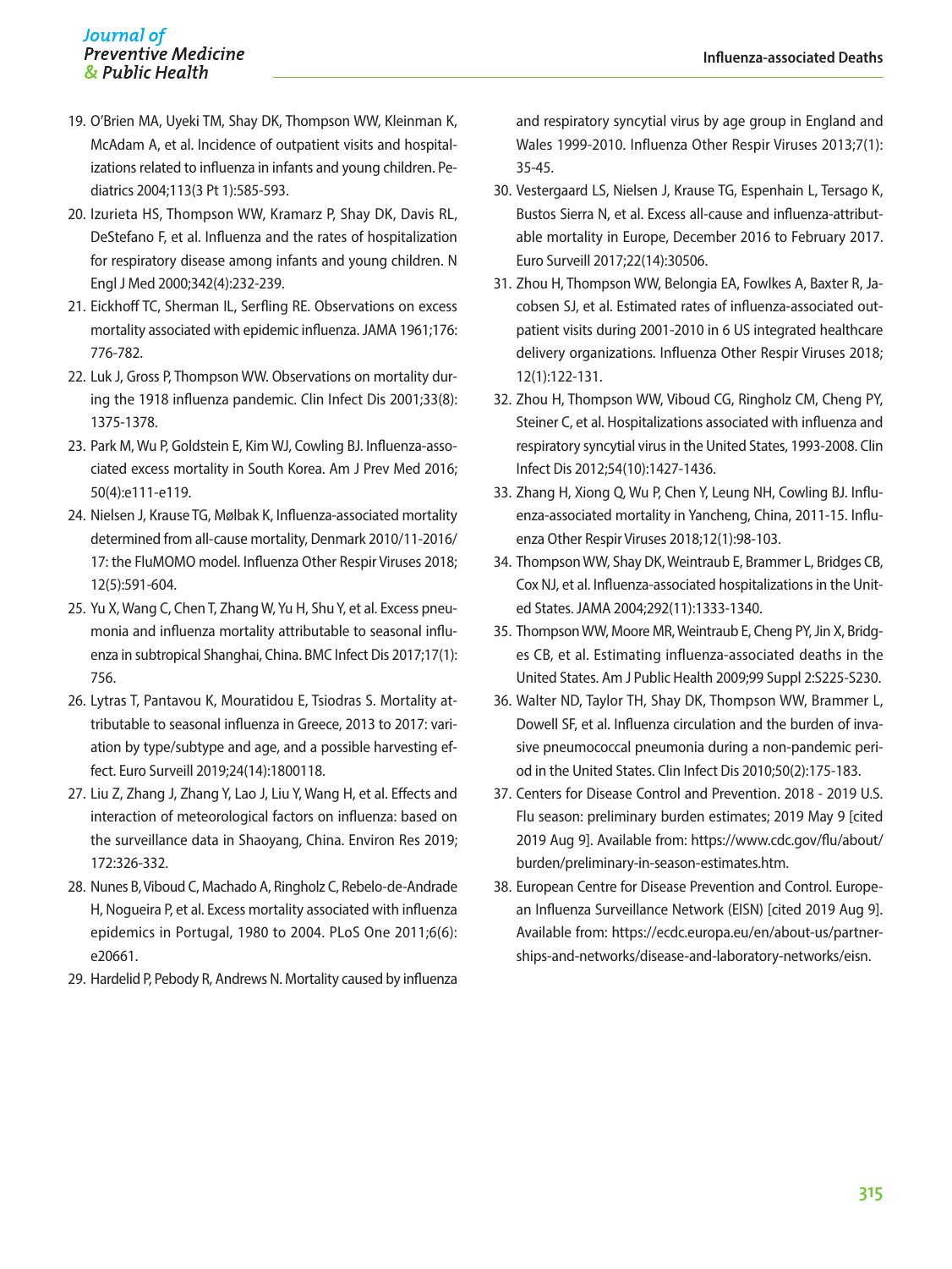19. O'Brien MA, Uyeki TM, Shay DK, Thompson WW, Kleinman K, McAdam A, et al. Incidence of outpatient visits and hospitalizations related to influenza in infants and young children. Pediatrics 2004;113(3 Pt 1):585-593.
20. Izurieta HS, Thompson WW, Kramarz P, Shay DK, Davis RL, DeStefano F, et al. Influenza and the rates of hospitalization for respiratory disease among infants and young children. N Engl J Med 2000;342(4):232-239.
21. Eickhoff TC, Sherman IL, Serfling RE. Observations on excess mortality associated with epidemic influenza. JAMA 1961;176:776-782.
22. Luk J, Gross P, Thompson WW. Observations on mortality during the 1918 influenza pandemic. Clin Infect Dis 2001;33(8):1375-1378.
23. Park M, Wu P, Goldstein E, Kim WJ, Cowling BJ. Influenza-associated excess mortality in South Korea. Am J Prev Med 2016;50(4):e111-e119.
24. Nielsen J, Krause TG, Mølbak K, Influenza-associated mortality determined from all-cause mortality, Denmark 2010/11-2016/17: the FluMOMO model. Influenza Other Respir Viruses 2018;12(5):591-604.
25. Yu X, Wang C, Chen T, Zhang W, Yu H, Shu Y, et al. Excess pneumonia and influenza mortality attributable to seasonal influenza in subtropical Shanghai, China. BMC Infect Dis 2017;17(1):756.
26. Lytras T, Pantavou K, Mouratidou E, Tsiodras S. Mortality attributable to seasonal influenza in Greece, 2013 to 2017: variation by type/subtype and age, and a possible harvesting effect. Euro Surveill 2019;24(14):1800118.
27. Liu Z, Zhang J, Zhang Y, Lao J, Liu Y, Wang H, et al. Effects and interaction of meteorological factors on influenza: based on the surveillance data in Shaoyang, China. Environ Res 2019;172:326-332.
28. Nunes B, Viboud C, Machado A, Ringholz C, Rebelo-de-Andrade H, Nogueira P, et al. Excess mortality associated with influenza epidemics in Portugal, 1980 to 2004. PLoS One 2011;6(6):e20661.
29. Hardelid P, Pebody R, Andrews N. Mortality caused by influenza and respiratory syncytial virus by age group in England and Wales 1999-2010. Influenza Other Respir Viruses 2013;7(1):35-45.
30. Vestergaard LS, Nielsen J, Krause TG, Espenhain L, Tersago K, Bustos Sierra N, et al. Excess all-cause and influenza-attributable mortality in Europe, December 2016 to February 2017. Euro Surveill 2017;22(14):30506.
31. Zhou H, Thompson WW, Belongia EA, Fowlkes A, Baxter R, Jacobsen SJ, et al. Estimated rates of influenza-associated outpatient visits during 2001-2010 in 6 US integrated healthcare delivery organizations. Influenza Other Respir Viruses 2018;12(1):122-131.
32. Zhou H, Thompson WW, Viboud CG, Ringholz CM, Cheng PY, Steiner C, et al. Hospitalizations associated with influenza and respiratory syncytial virus in the United States, 1993-2008. Clin Infect Dis 2012;54(10):1427-1436.
33. Zhang H, Xiong Q, Wu P, Chen Y, Leung NH, Cowling BJ. Influenza-associated mortality in Yancheng, China, 2011-15. Influenza Other Respir Viruses 2018;12(1):98-103.
34. Thompson WW, Shay DK, Weintraub E, Brammer L, Bridges CB, Cox NJ, et al. Influenza-associated hospitalizations in the United States. JAMA 2004;292(11):1333-1340.
35. Thompson WW, Moore MR, Weintraub E, Cheng PY, Jin X, Bridges CB, et al. Estimating influenza-associated deaths in the United States. Am J Public Health 2009;99 Suppl 2:S225-S230.
36. Walter ND, Taylor TH, Shay DK, Thompson WW, Brammer L, Dowell SF, et al. Influenza circulation and the burden of invasive pneumococcal pneumonia during a non-pandemic period in the United States. Clin Infect Dis 2010;50(2):175-183.
37. Centers for Disease Control and Prevention. 2018 - 2019 U.S. Flu season: preliminary burden estimates; 2019 May 9 [cited 2019 Aug 9]. Available from: https://www.cdc.gov/flu/about/burden/preliminary-in-season-estimates.htm.
38. European Centre for Disease Prevention and Control. European Influenza Surveillance Network (EISN) [cited 2019 Aug 9]. Available from: https://ecdc.europa.eu/en/about-us/partnerships-and-networks/disease-and-laboratory-networks/eisn.